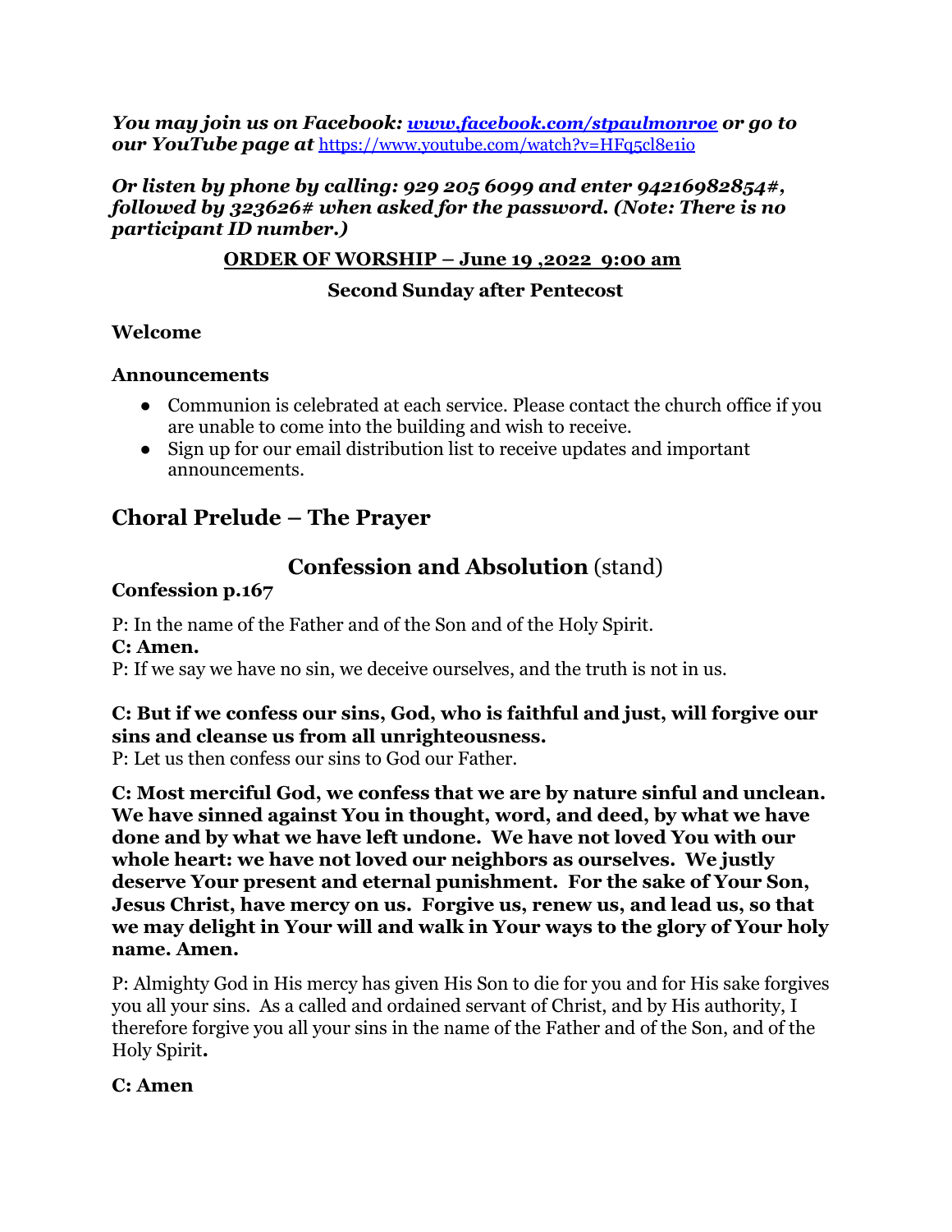***You may join us on Facebook: [www.facebook.com/stpaulmonroe](www.facebook.com/stpaulmonroe) or go to our YouTube page at*** [https://www.youtube.com/watch?v=HFq5cl8e1io](https://www.youtube.com/watch?v=HFq5cl8e1io)

***Or listen by phone by calling: 929 205 6099 and enter 94216982854#, followed by 323626# when asked for the password. (Note: There is no participant ID number.)***

**ORDER OF WORSHIP – June 19 ,2022 9:00 am**

**Second Sunday after Pentecost**

**Welcome**

**Announcements**

- Communion is celebrated at each service. Please contact the church office if you are unable to come into the building and wish to receive.
- Sign up for our email distribution list to receive updates and important announcements.

## Choral Prelude – The Prayer

## Confession and Absolution (stand)

**Confession p.167**

P: In the name of the Father and of the Son and of the Holy Spirit.

**C: Amen.**

P: If we say we have no sin, we deceive ourselves, and the truth is not in us.

**C: But if we confess our sins, God, who is faithful and just, will forgive our sins and cleanse us from all unrighteousness.**

P: Let us then confess our sins to God our Father.

**C: Most merciful God, we confess that we are by nature sinful and unclean. We have sinned against You in thought, word, and deed, by what we have done and by what we have left undone. We have not loved You with our whole heart: we have not loved our neighbors as ourselves. We justly deserve Your present and eternal punishment. For the sake of Your Son, Jesus Christ, have mercy on us. Forgive us, renew us, and lead us, so that we may delight in Your will and walk in Your ways to the glory of Your holy name. Amen.**

P: Almighty God in His mercy has given His Son to die for you and for His sake forgives you all your sins. As a called and ordained servant of Christ, and by His authority, I therefore forgive you all your sins in the name of the Father and of the Son, and of the Holy Spirit**.**

**C: Amen**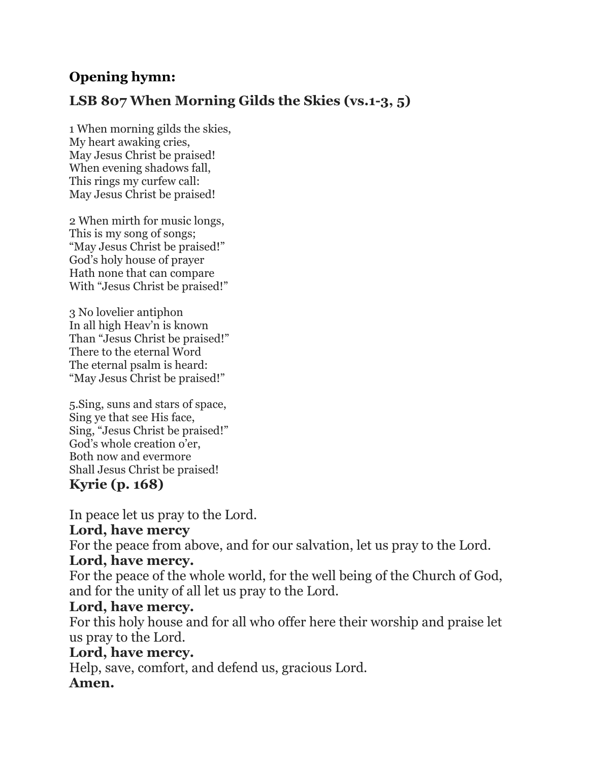**Opening hymn:**

**LSB 807 When Morning Gilds the Skies (vs.1-3, 5)**

1 When morning gilds the skies,
My heart awaking cries,
May Jesus Christ be praised!
When evening shadows fall,
This rings my curfew call:
May Jesus Christ be praised!

2 When mirth for music longs,
This is my song of songs;
"May Jesus Christ be praised!"
God's holy house of prayer
Hath none that can compare
With "Jesus Christ be praised!"

3 No lovelier antiphon
In all high Heav'n is known
Than "Jesus Christ be praised!"
There to the eternal Word
The eternal psalm is heard:
"May Jesus Christ be praised!"

5.Sing, suns and stars of space,
Sing ye that see His face,
Sing, "Jesus Christ be praised!"
God's whole creation o'er,
Both now and evermore
Shall Jesus Christ be praised!

**Kyrie (p. 168)**

In peace let us pray to the Lord.
**Lord, have mercy**
For the peace from above, and for our salvation, let us pray to the Lord.
**Lord, have mercy.**
For the peace of the whole world, for the well being of the Church of God, and for the unity of all let us pray to the Lord.
**Lord, have mercy.**
For this holy house and for all who offer here their worship and praise let us pray to the Lord.
**Lord, have mercy.**
Help, save, comfort, and defend us, gracious Lord.
**Amen.**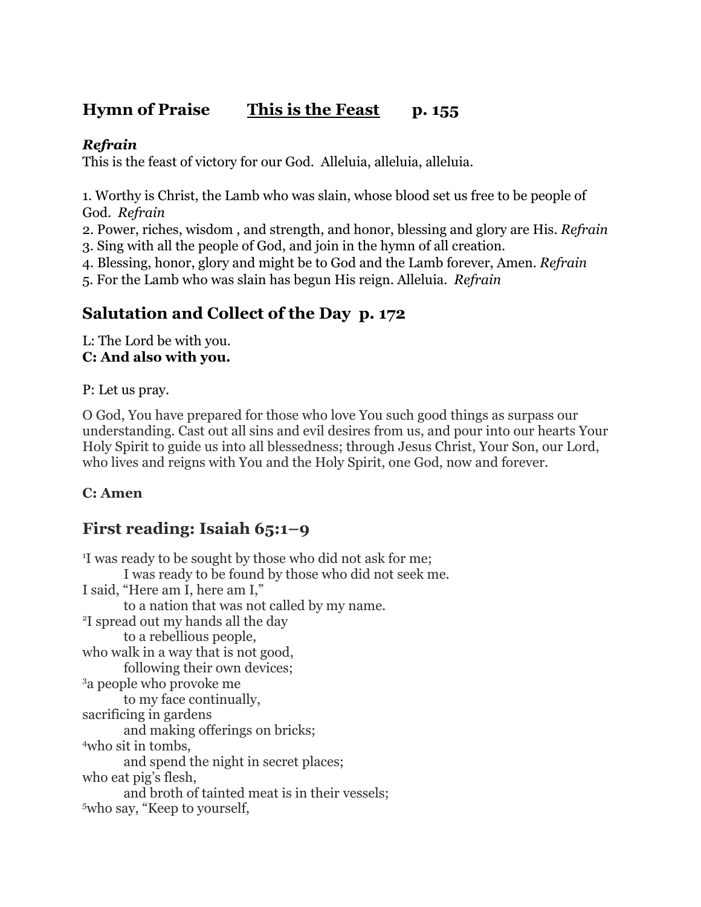## Hymn of Praise **<u>This is the Feast</u>** p. 155

***Refrain***
This is the feast of victory for our God. Alleluia, alleluia, alleluia.

1. Worthy is Christ, the Lamb who was slain, whose blood set us free to be people of God. *Refrain*
2. Power, riches, wisdom , and strength, and honor, blessing and glory are His. *Refrain*
3. Sing with all the people of God, and join in the hymn of all creation.
4. Blessing, honor, glory and might be to God and the Lamb forever, Amen. *Refrain*
5. For the Lamb who was slain has begun His reign. Alleluia. *Refrain*

## Salutation and Collect of the Day p. 172

L: The Lord be with you.
**C: And also with you.**

P: Let us pray.

O God, You have prepared for those who love You such good things as surpass our understanding. Cast out all sins and evil desires from us, and pour into our hearts Your Holy Spirit to guide us into all blessedness; through Jesus Christ, Your Son, our Lord, who lives and reigns with You and the Holy Spirit, one God, now and forever.

**C: Amen**

## First reading: Isaiah 65:1–9

[1]I was ready to be sought by those who did not ask for me;
    I was ready to be found by those who did not seek me.
I said, "Here am I, here am I,"
    to a nation that was not called by my name.
[2]I spread out my hands all the day
    to a rebellious people,
who walk in a way that is not good,
    following their own devices;
[3]a people who provoke me
    to my face continually,
sacrificing in gardens
    and making offerings on bricks;
[4]who sit in tombs,
    and spend the night in secret places;
who eat pig's flesh,
    and broth of tainted meat is in their vessels;
[5]who say, "Keep to yourself,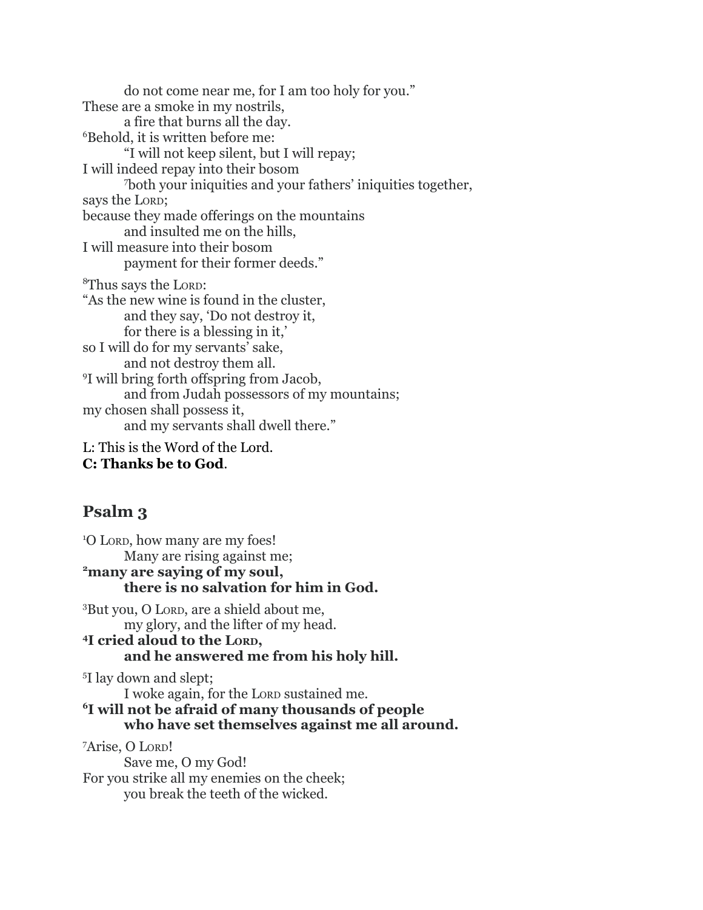do not come near me, for I am too holy for you."
These are a smoke in my nostrils,
a fire that burns all the day.
[6]Behold, it is written before me:
"I will not keep silent, but I will repay;
I will indeed repay into their bosom
[7]both your iniquities and your fathers' iniquities together,
says the LORD;
because they made offerings on the mountains
and insulted me on the hills,
I will measure into their bosom
payment for their former deeds."

[8]Thus says the LORD:
"As the new wine is found in the cluster,
and they say, 'Do not destroy it,
for there is a blessing in it,'
so I will do for my servants' sake,
and not destroy them all.
[9]I will bring forth offspring from Jacob,
and from Judah possessors of my mountains;
my chosen shall possess it,
and my servants shall dwell there."

L: This is the Word of the Lord.
**C: Thanks be to God**.

## Psalm 3

[1]O LORD, how many are my foes!
Many are rising against me;
**[2]many are saying of my soul,**
**there is no salvation for him in God.**

[3]But you, O LORD, are a shield about me,
my glory, and the lifter of my head.
**[4]I cried aloud to the LORD,**
**and he answered me from his holy hill.**

[5]I lay down and slept;
I woke again, for the LORD sustained me.
**[6]I will not be afraid of many thousands of people**
**who have set themselves against me all around.**

[7]Arise, O LORD!
Save me, O my God!
For you strike all my enemies on the cheek;
you break the teeth of the wicked.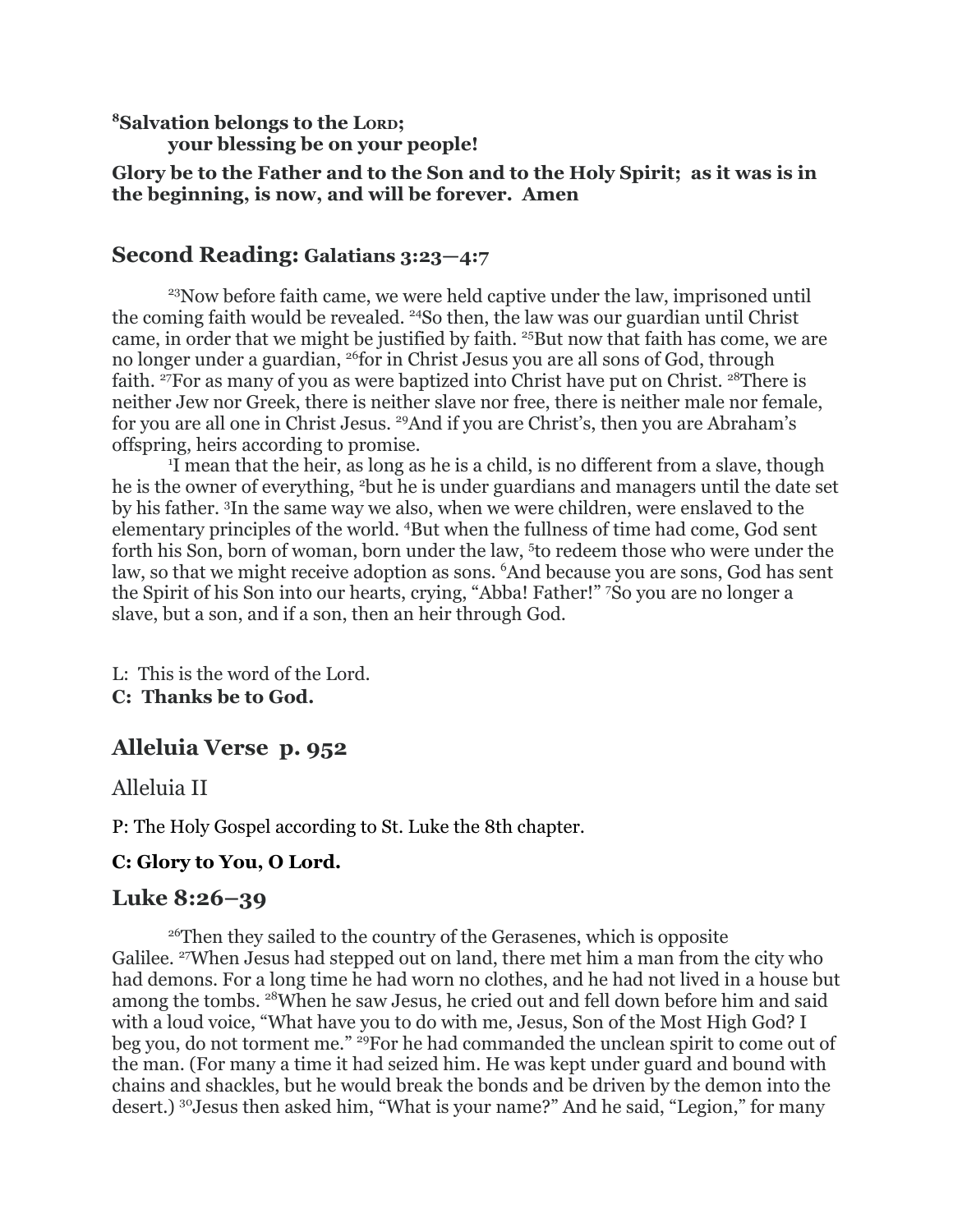**[8]Salvation belongs to the LORD;**
**your blessing be on your people!**

**Glory be to the Father and to the Son and to the Holy Spirit; as it was is in the beginning, is now, and will be forever. Amen**

## Second Reading: Galatians 3:23—4:7

[23]Now before faith came, we were held captive under the law, imprisoned until the coming faith would be revealed. [24]So then, the law was our guardian until Christ came, in order that we might be justified by faith. [25]But now that faith has come, we are no longer under a guardian, [26]for in Christ Jesus you are all sons of God, through faith. [27]For as many of you as were baptized into Christ have put on Christ. [28]There is neither Jew nor Greek, there is neither slave nor free, there is neither male nor female, for you are all one in Christ Jesus. [29]And if you are Christ's, then you are Abraham's offspring, heirs according to promise.

[1]I mean that the heir, as long as he is a child, is no different from a slave, though he is the owner of everything, [2]but he is under guardians and managers until the date set by his father. [3]In the same way we also, when we were children, were enslaved to the elementary principles of the world. [4]But when the fullness of time had come, God sent forth his Son, born of woman, born under the law, [5]to redeem those who were under the law, so that we might receive adoption as sons. [6]And because you are sons, God has sent the Spirit of his Son into our hearts, crying, "Abba! Father!" [7]So you are no longer a slave, but a son, and if a son, then an heir through God.

L: This is the word of the Lord.
**C: Thanks be to God.**

## Alleluia Verse p. 952

Alleluia II

P: The Holy Gospel according to St. Luke the 8th chapter.

**C: Glory to You, O Lord.**

## Luke 8:26–39

[26]Then they sailed to the country of the Gerasenes, which is opposite Galilee. [27]When Jesus had stepped out on land, there met him a man from the city who had demons. For a long time he had worn no clothes, and he had not lived in a house but among the tombs. [28]When he saw Jesus, he cried out and fell down before him and said with a loud voice, "What have you to do with me, Jesus, Son of the Most High God? I beg you, do not torment me." [29]For he had commanded the unclean spirit to come out of the man. (For many a time it had seized him. He was kept under guard and bound with chains and shackles, but he would break the bonds and be driven by the demon into the desert.) [30]Jesus then asked him, "What is your name?" And he said, "Legion," for many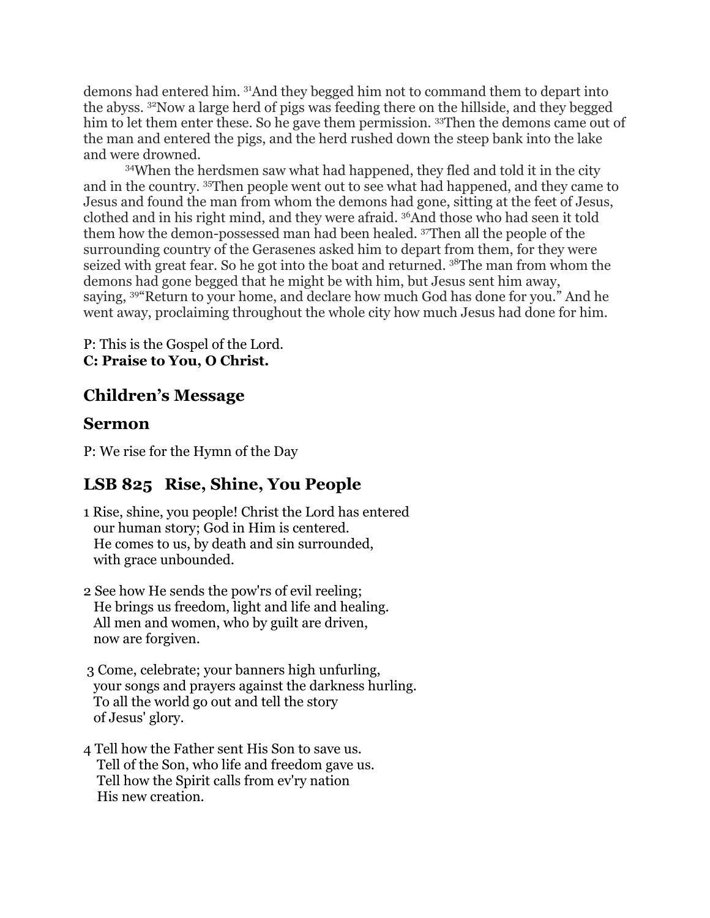demons had entered him. [31]And they begged him not to command them to depart into the abyss. [32]Now a large herd of pigs was feeding there on the hillside, and they begged him to let them enter these. So he gave them permission. [33]Then the demons came out of the man and entered the pigs, and the herd rushed down the steep bank into the lake and were drowned.

[34]When the herdsmen saw what had happened, they fled and told it in the city and in the country. [35]Then people went out to see what had happened, and they came to Jesus and found the man from whom the demons had gone, sitting at the feet of Jesus, clothed and in his right mind, and they were afraid. [36]And those who had seen it told them how the demon-possessed man had been healed. [37]Then all the people of the surrounding country of the Gerasenes asked him to depart from them, for they were seized with great fear. So he got into the boat and returned. [38]The man from whom the demons had gone begged that he might be with him, but Jesus sent him away, saying, [39]"Return to your home, and declare how much God has done for you." And he went away, proclaiming throughout the whole city how much Jesus had done for him.

P: This is the Gospel of the Lord.
**C: Praise to You, O Christ.**

## Children's Message

## Sermon

P: We rise for the Hymn of the Day

## LSB 825 Rise, Shine, You People

1 Rise, shine, you people! Christ the Lord has entered
our human story; God in Him is centered.
He comes to us, by death and sin surrounded,
with grace unbounded.

2 See how He sends the pow'rs of evil reeling;
He brings us freedom, light and life and healing.
All men and women, who by guilt are driven,
now are forgiven.

3 Come, celebrate; your banners high unfurling,
your songs and prayers against the darkness hurling.
To all the world go out and tell the story
of Jesus' glory.

4 Tell how the Father sent His Son to save us.
Tell of the Son, who life and freedom gave us.
Tell how the Spirit calls from ev'ry nation
His new creation.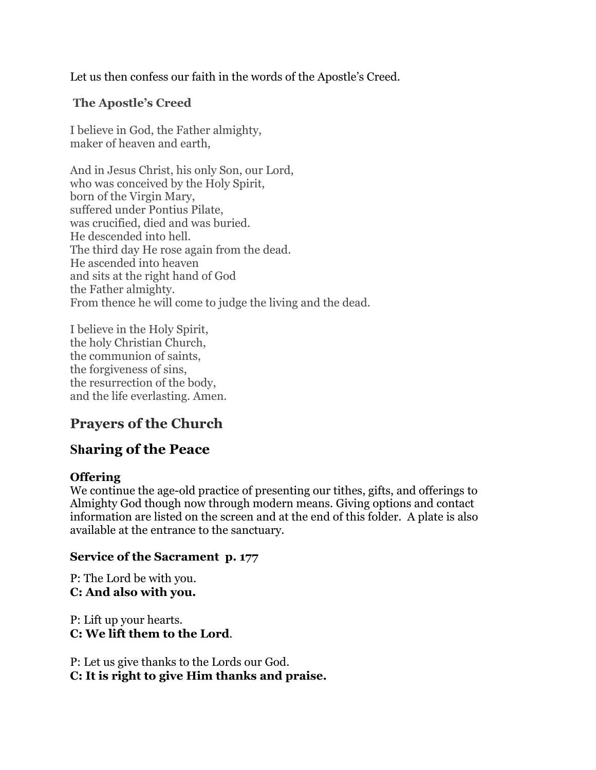Let us then confess our faith in the words of the Apostle's Creed.

**The Apostle's Creed**

I believe in God, the Father almighty,
maker of heaven and earth,

And in Jesus Christ, his only Son, our Lord,
who was conceived by the Holy Spirit,
born of the Virgin Mary,
suffered under Pontius Pilate,
was crucified, died and was buried.
He descended into hell.
The third day He rose again from the dead.
He ascended into heaven
and sits at the right hand of God
the Father almighty.
From thence he will come to judge the living and the dead.

I believe in the Holy Spirit,
the holy Christian Church,
the communion of saints,
the forgiveness of sins,
the resurrection of the body,
and the life everlasting. Amen.

## Prayers of the Church

## Sharing of the Peace

**Offering**
We continue the age-old practice of presenting our tithes, gifts, and offerings to Almighty God though now through modern means. Giving options and contact information are listed on the screen and at the end of this folder. A plate is also available at the entrance to the sanctuary.

**Service of the Sacrament p. 177**

P: The Lord be with you.
**C: And also with you.**

P: Lift up your hearts.
**C: We lift them to the Lord**.

P: Let us give thanks to the Lords our God.
**C: It is right to give Him thanks and praise.**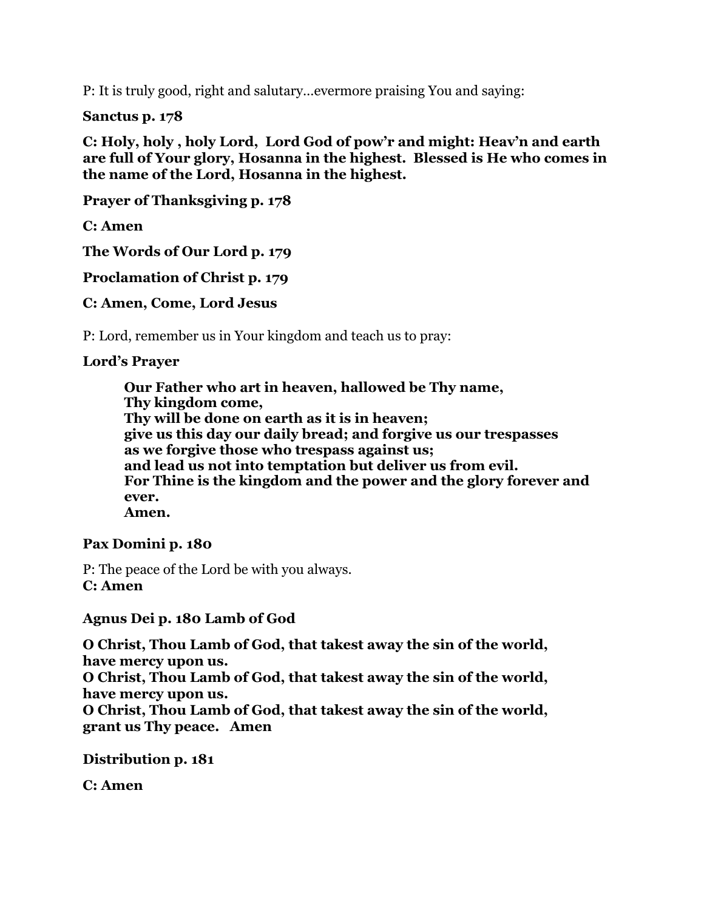P: It is truly good, right and salutary…evermore praising You and saying:

**Sanctus p. 178**

**C: Holy, holy , holy Lord,  Lord God of pow'r and might: Heav'n and earth are full of Your glory, Hosanna in the highest.  Blessed is He who comes in the name of the Lord, Hosanna in the highest.**

**Prayer of Thanksgiving p. 178**

**C: Amen**

**The Words of Our Lord p. 179**

**Proclamation of Christ p. 179**

**C: Amen, Come, Lord Jesus**

P: Lord, remember us in Your kingdom and teach us to pray:

**Lord's Prayer**

> **Our Father who art in heaven, hallowed be Thy name,**
> **Thy kingdom come,**
> **Thy will be done on earth as it is in heaven;**
> **give us this day our daily bread; and forgive us our trespasses**
> **as we forgive those who trespass against us;**
> **and lead us not into temptation but deliver us from evil.**
> **For Thine is the kingdom and the power and the glory forever and ever.**
> **Amen.**

**Pax Domini p. 180**

P: The peace of the Lord be with you always.
**C: Amen**

**Agnus Dei p. 180 Lamb of God**

**O Christ, Thou Lamb of God, that takest away the sin of the world, have mercy upon us.**
**O Christ, Thou Lamb of God, that takest away the sin of the world, have mercy upon us.**
**O Christ, Thou Lamb of God, that takest away the sin of the world, grant us Thy peace.   Amen**

**Distribution p. 181**

**C: Amen**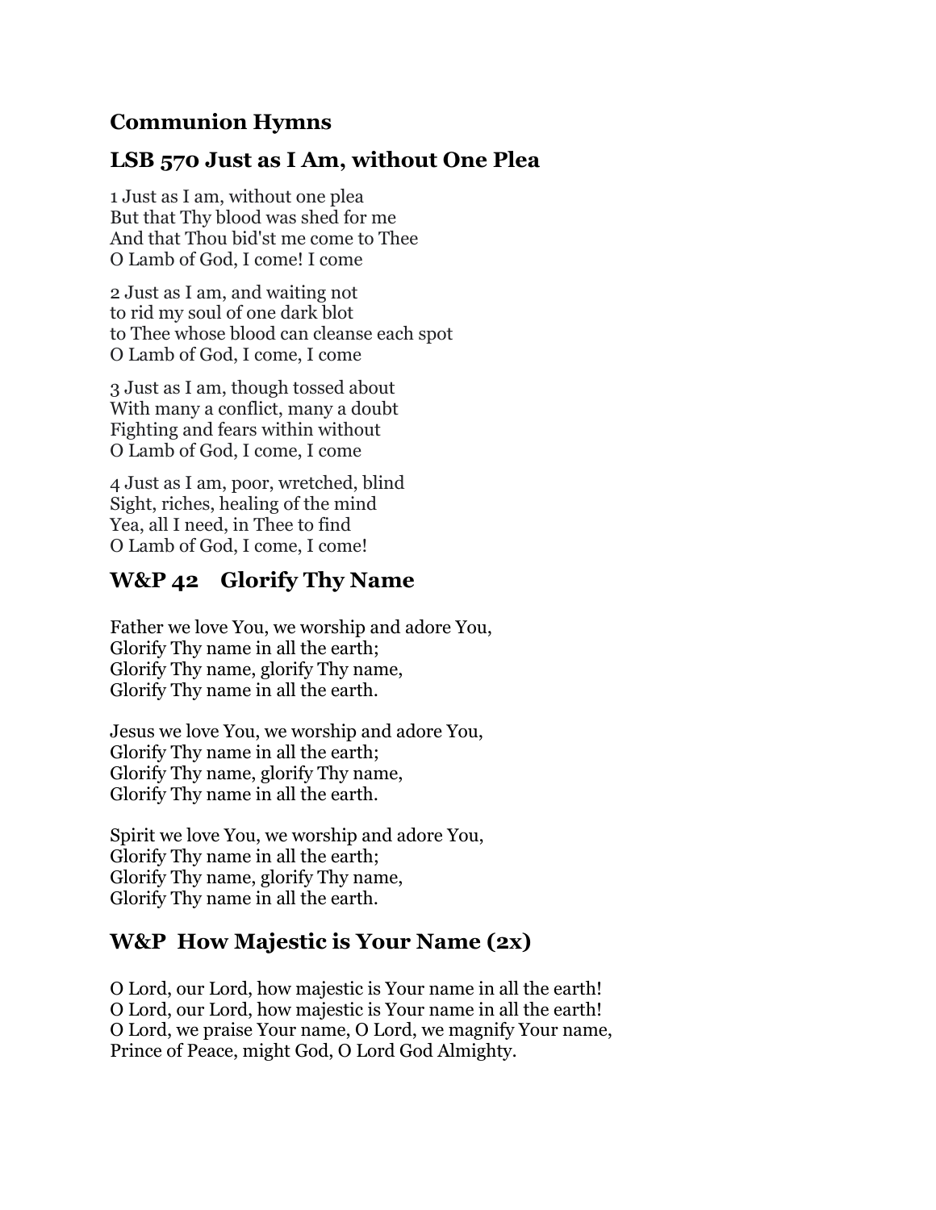## Communion Hymns

## LSB 570 Just as I Am, without One Plea

1 Just as I am, without one plea
But that Thy blood was shed for me
And that Thou bid'st me come to Thee
O Lamb of God, I come! I come

2 Just as I am, and waiting not
to rid my soul of one dark blot
to Thee whose blood can cleanse each spot
O Lamb of God, I come, I come

3 Just as I am, though tossed about
With many a conflict, many a doubt
Fighting and fears within without
O Lamb of God, I come, I come

4 Just as I am, poor, wretched, blind
Sight, riches, healing of the mind
Yea, all I need, in Thee to find
O Lamb of God, I come, I come!

## W&P 42 Glorify Thy Name

Father we love You, we worship and adore You,
Glorify Thy name in all the earth;
Glorify Thy name, glorify Thy name,
Glorify Thy name in all the earth.

Jesus we love You, we worship and adore You,
Glorify Thy name in all the earth;
Glorify Thy name, glorify Thy name,
Glorify Thy name in all the earth.

Spirit we love You, we worship and adore You,
Glorify Thy name in all the earth;
Glorify Thy name, glorify Thy name,
Glorify Thy name in all the earth.

## W&P How Majestic is Your Name (2x)

O Lord, our Lord, how majestic is Your name in all the earth!
O Lord, our Lord, how majestic is Your name in all the earth!
O Lord, we praise Your name, O Lord, we magnify Your name,
Prince of Peace, might God, O Lord God Almighty.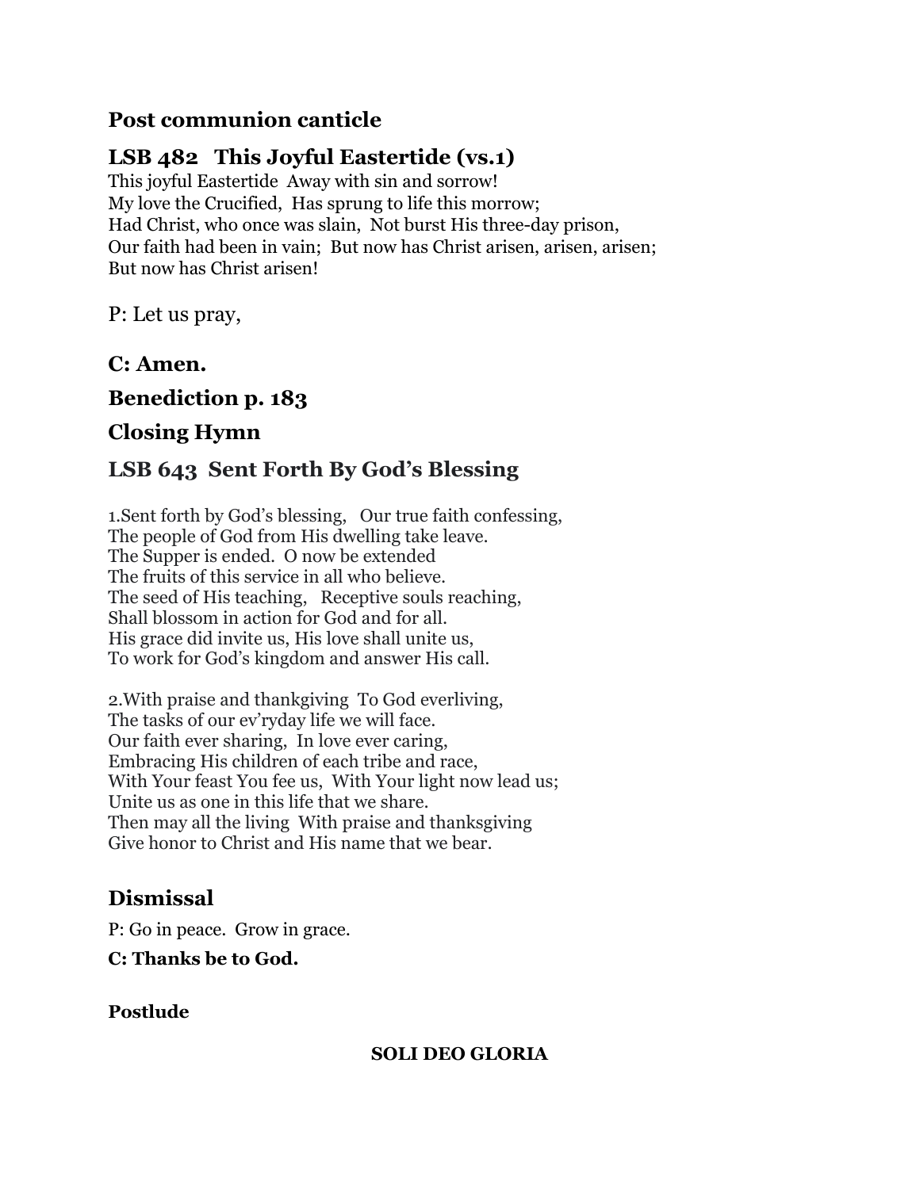## Post communion canticle

## LSB 482 This Joyful Eastertide (vs.1)

This joyful Eastertide Away with sin and sorrow!
My love the Crucified, Has sprung to life this morrow;
Had Christ, who once was slain, Not burst His three-day prison,
Our faith had been in vain; But now has Christ arisen, arisen, arisen;
But now has Christ arisen!

P: Let us pray,

**C: Amen.**

## Benediction p. 183

## Closing Hymn

## LSB 643 Sent Forth By God's Blessing

1.Sent forth by God's blessing, Our true faith confessing,
The people of God from His dwelling take leave.
The Supper is ended. O now be extended
The fruits of this service in all who believe.
The seed of His teaching, Receptive souls reaching,
Shall blossom in action for God and for all.
His grace did invite us, His love shall unite us,
To work for God's kingdom and answer His call.

2.With praise and thankgiving To God everliving,
The tasks of our ev'ryday life we will face.
Our faith ever sharing, In love ever caring,
Embracing His children of each tribe and race,
With Your feast You fee us, With Your light now lead us;
Unite us as one in this life that we share.
Then may all the living With praise and thanksgiving
Give honor to Christ and His name that we bear.

## Dismissal

P: Go in peace. Grow in grace.

**C: Thanks be to God.**

**Postlude**

**SOLI DEO GLORIA**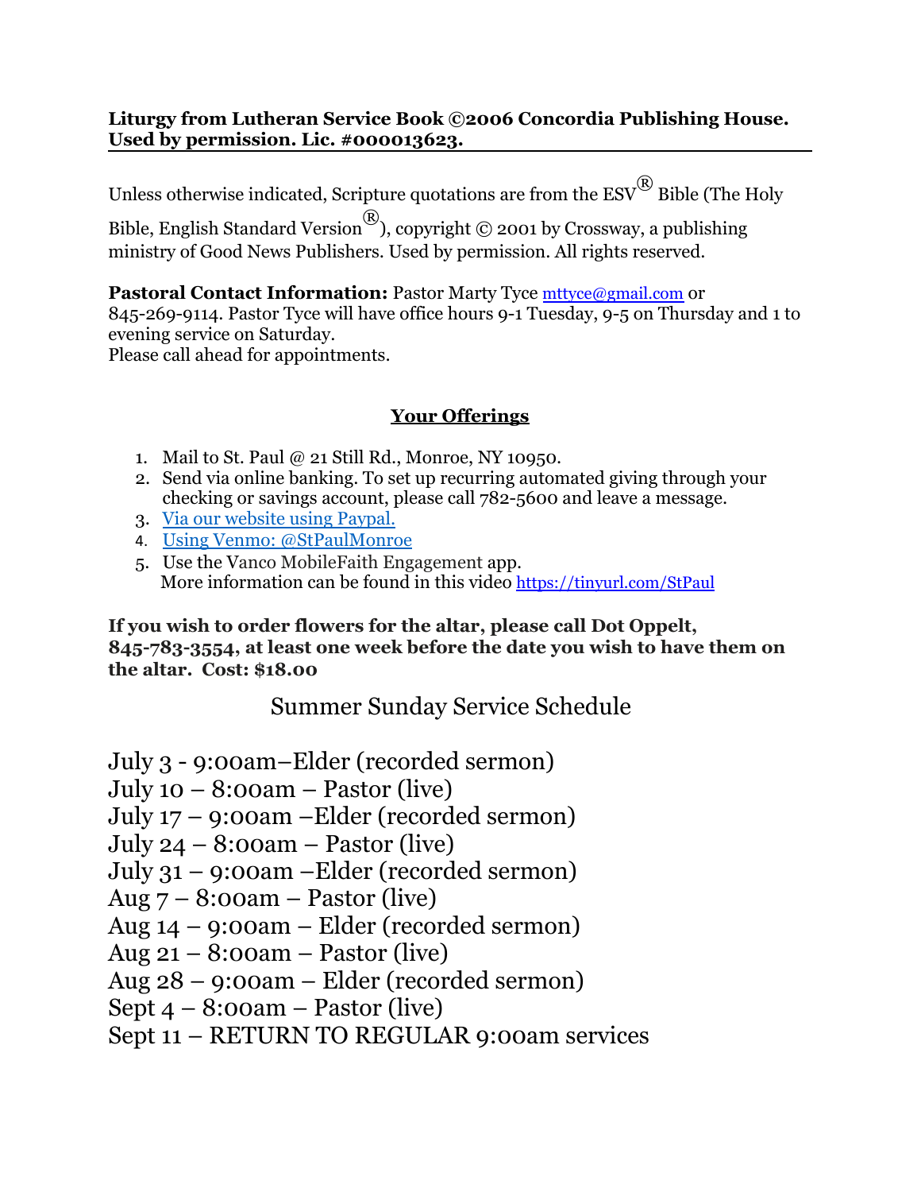**Liturgy from Lutheran Service Book ©2006 Concordia Publishing House. Used by permission. Lic. #000013623.**

---

Unless otherwise indicated, Scripture quotations are from the ESV® Bible (The Holy Bible, English Standard Version®), copyright © 2001 by Crossway, a publishing ministry of Good News Publishers. Used by permission. All rights reserved.

**Pastoral Contact Information:** Pastor Marty Tyce mttyce@gmail.com or 845-269-9114. Pastor Tyce will have office hours 9-1 Tuesday, 9-5 on Thursday and 1 to evening service on Saturday.
Please call ahead for appointments.

## Your Offerings

1. Mail to St. Paul @ 21 Still Rd., Monroe, NY 10950.
2. Send via online banking. To set up recurring automated giving through your checking or savings account, please call 782-5600 and leave a message.
3. Via our website using Paypal.
4. Using Venmo: @StPaulMonroe
5. Use the Vanco MobileFaith Engagement app.
   More information can be found in this video https://tinyurl.com/StPaul

**If you wish to order flowers for the altar, please call Dot Oppelt, 845-783-3554, at least one week before the date you wish to have them on the altar. Cost: $18.00**

## Summer Sunday Service Schedule

July 3 - 9:00am–Elder (recorded sermon)
July 10 – 8:00am – Pastor (live)
July 17 – 9:00am –Elder (recorded sermon)
July 24 – 8:00am – Pastor (live)
July 31 – 9:00am –Elder (recorded sermon)
Aug 7 – 8:00am – Pastor (live)
Aug 14 – 9:00am – Elder (recorded sermon)
Aug 21 – 8:00am – Pastor (live)
Aug 28 – 9:00am – Elder (recorded sermon)
Sept 4 – 8:00am – Pastor (live)
Sept 11 – RETURN TO REGULAR 9:00am services